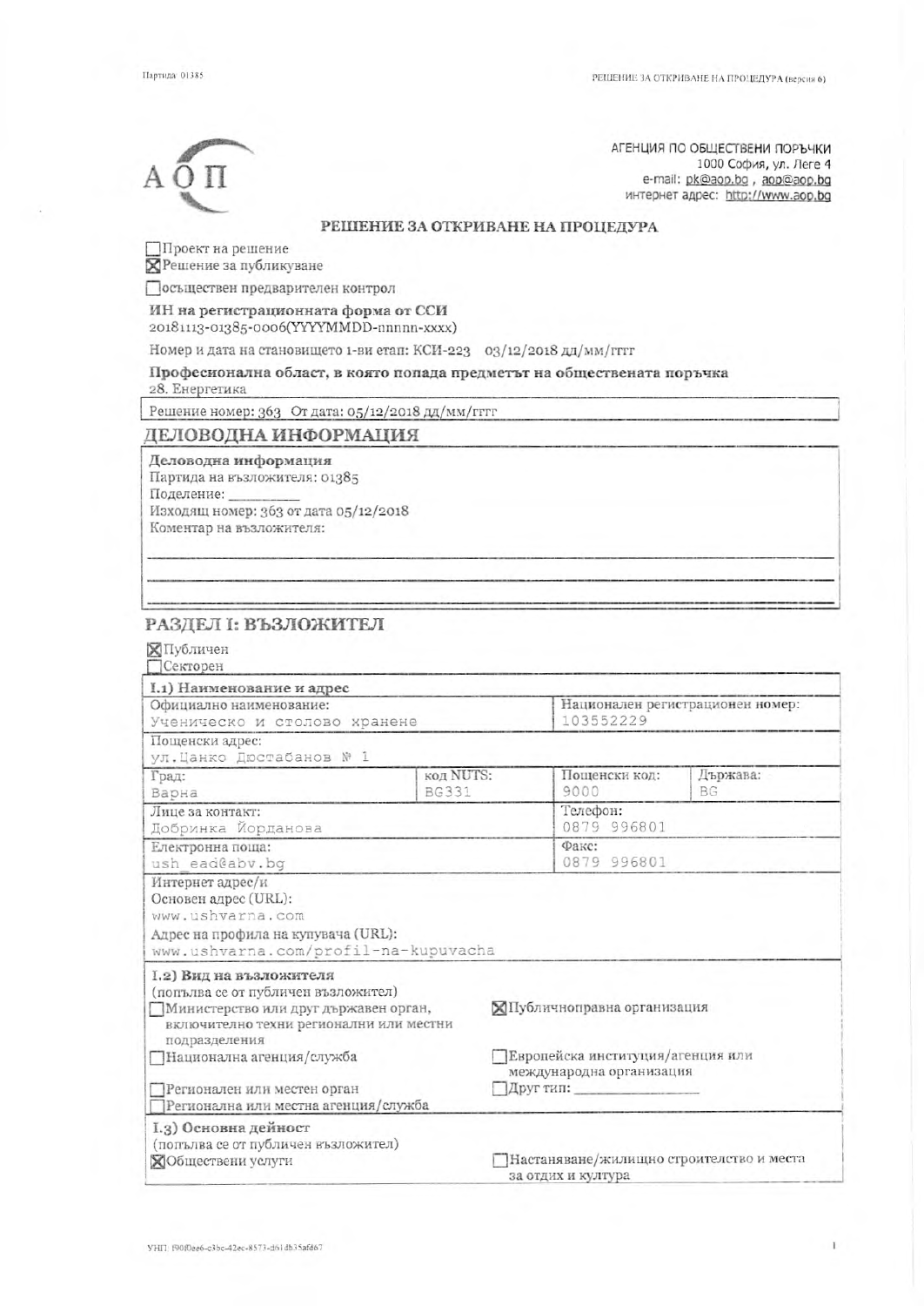АГЕНЦИЯ ПО ОБЩЕСТВЕНИ ПОРЪЧКИ
1000 София, ул. Леге 4
e-mail: pk@aop.bg , aop@aop.bg
интернет адрес: http://www.aop.bg

## РЕШЕНИЕ ЗА ОТКРИВАНЕ НА ПРОЦЕДУРА

☐ Проект на решение
☒ Решение за публикуване

☐ осъществен предварителен контрол

**ИН на регистрационната форма от ССИ**
20181113-01385-0006(YYYYMMDD-nnnnn-xxxx)

Номер и дата на становището 1-ви етап: КСИ-223 03/12/2018 дд/мм/гггг

**Професионална област, в която попада предметът на обществената поръчка**
28. Енергетика

Решение номер: 363 От дата: 05/12/2018 дд/мм/гггг

## ДЕЛОВОДНА ИНФОРМАЦИЯ

**Деловодна информация**
Партида на възложителя: 01385
Поделение: ________
Изходящ номер: 363 от дата 05/12/2018
Коментар на възложителя:

## РАЗДЕЛ I: ВЪЗЛОЖИТЕЛ

☒ Публичен
☐ Секторен

**I.1) Наименование и адрес**

| Официално наименование: Ученическо и столово хранене | | Национален регистрационен номер: 103552229 | |
|---|---|---|---|
| Пощенски адрес: ул.Цанко Дюстабанов № 1 | | | |
| Град: Варна | код NUTS: BG331 | Пощенски код: 9000 | Държава: BG |
| Лице за контакт: Добринка Йорданова | | Телефон: 0879 996801 | |
| Електронна поща: ush_ead@abv.bg | | Факс: 0879 996801 | |

Интернет адрес/и
Основен адрес (URL):
www.ushvarna.com
Адрес на профила на купувача (URL):
www.ushvarna.com/profil-na-kupuvacha

**I.2) Вид на възложителя**
(попълва се от публичен възложител)

☐ Министерство или друг държавен орган, включително техни регионални или местни подразделения
☒ Публичноправна организация
☐ Национална агенция/служба
☐ Европейска институция/агенция или международна организация
☐ Регионален или местен орган
☐ Друг тип: ________
☐ Регионална или местна агенция/служба

**I.3) Основна дейност**
(попълва се от публичен възложител)

☒ Обществени услуги
☐ Настаняване/жилищно строителство и места за отдих и култура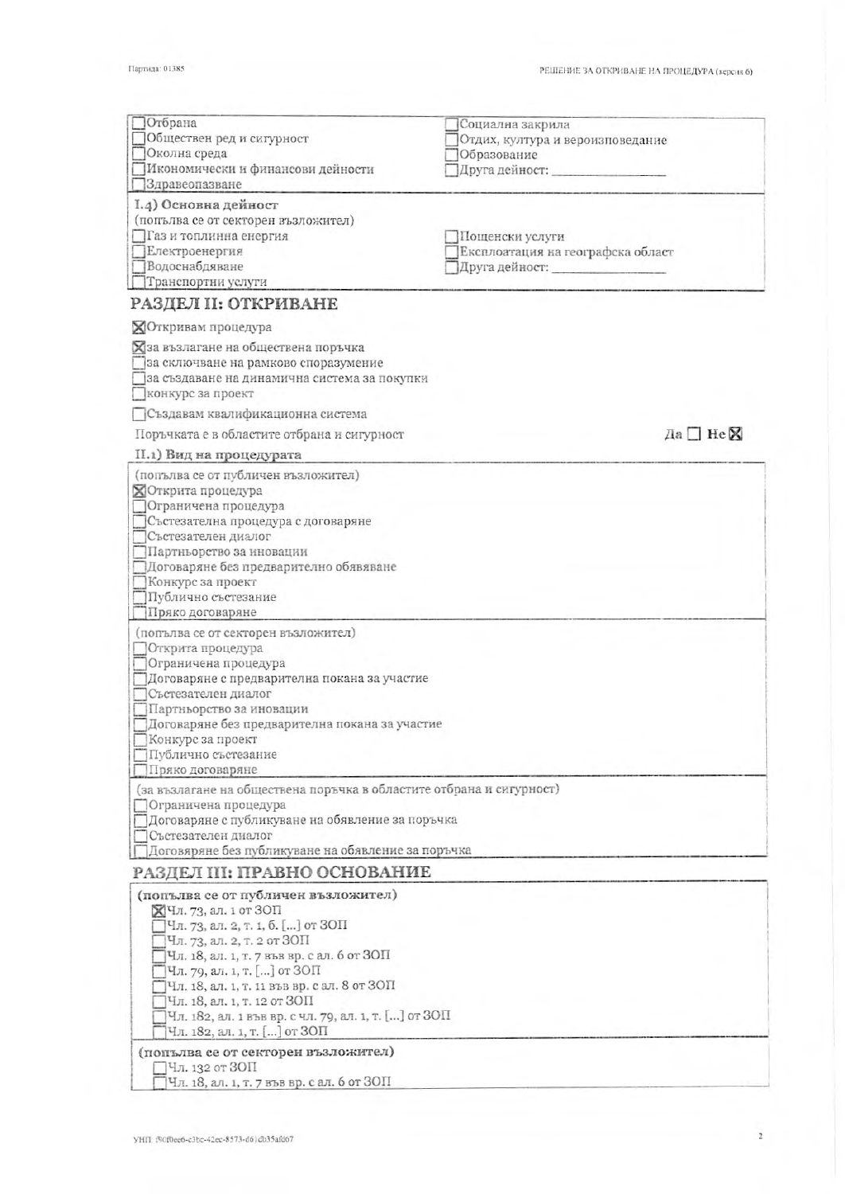- [ ] Отбрана
- [ ] Обществен ред и сигурност
- [ ] Околна среда
- [ ] Икономически и финансови дейности
- [ ] Здравеопазване
- [ ] Социална закрила
- [ ] Отдих, култура и вероизповедание
- [ ] Образование
- [ ] Друга дейност: _______________

**I.4) Основна дейност**
(попълва се от секторен възложител)

- [ ] Газ и топлинна енергия
- [ ] Електроенергия
- [ ] Водоснабдяване
- [ ] Транспортни услуги
- [ ] Пощенски услуги
- [ ] Експлоатация на географска област
- [ ] Друга дейност: _______________

## РАЗДЕЛ II: ОТКРИВАНЕ

- [x] Откривам процедура

- [x] за възлагане на обществена поръчка
- [ ] за сключване на рамково споразумение
- [ ] за създаване на динамична система за покупки
- [ ] конкурс за проект

- [ ] Създавам квалификационна система

Поръчката е в областите отбрана и сигурност — Да [ ] Не [x]

**II.1) Вид на процедурата**

(попълва се от публичен възложител)

- [x] Открита процедура
- [ ] Ограничена процедура
- [ ] Състезателна процедура с договаряне
- [ ] Състезателен диалог
- [ ] Партньорство за иновации
- [ ] Договаряне без предварително обявяване
- [ ] Конкурс за проект
- [ ] Публично състезание
- [ ] Пряко договаряне

(попълва се от секторен възложител)

- [ ] Открита процедура
- [ ] Ограничена процедура
- [ ] Договаряне с предварителна покана за участие
- [ ] Състезателен диалог
- [ ] Партньорство за иновации
- [ ] Договаряне без предварителна покана за участие
- [ ] Конкурс за проект
- [ ] Публично състезание
- [ ] Пряко договаряне

(за възлагане на обществена поръчка в областите отбрана и сигурност)

- [ ] Ограничена процедура
- [ ] Договаряне с публикуване на обявление за поръчка
- [ ] Състезателен диалог
- [ ] Договаряне без публикуване на обявление за поръчка

## РАЗДЕЛ III: ПРАВНО ОСНОВАНИЕ

**(попълва се от публичен възложител)**

- [x] Чл. 73, ал. 1 от ЗОП
- [ ] Чл. 73, ал. 2, т. 1, б. [...] от ЗОП
- [ ] Чл. 73, ал. 2, т. 2 от ЗОП
- [ ] Чл. 18, ал. 1, т. 7 във вр. с ал. 6 от ЗОП
- [ ] Чл. 79, ал. 1, т. [...] от ЗОП
- [ ] Чл. 18, ал. 1, т. 11 във вр. с ал. 8 от ЗОП
- [ ] Чл. 18, ал. 1, т. 12 от ЗОП
- [ ] Чл. 182, ал. 1 във вр. с чл. 79, ал. 1, т. [...] от ЗОП
- [ ] Чл. 182, ал. 1, т. [...] от ЗОП

**(попълва се от секторен възложител)**

- [ ] Чл. 132 от ЗОП
- [ ] Чл. 18, ал. 1, т. 7 във вр. с ал. 6 от ЗОП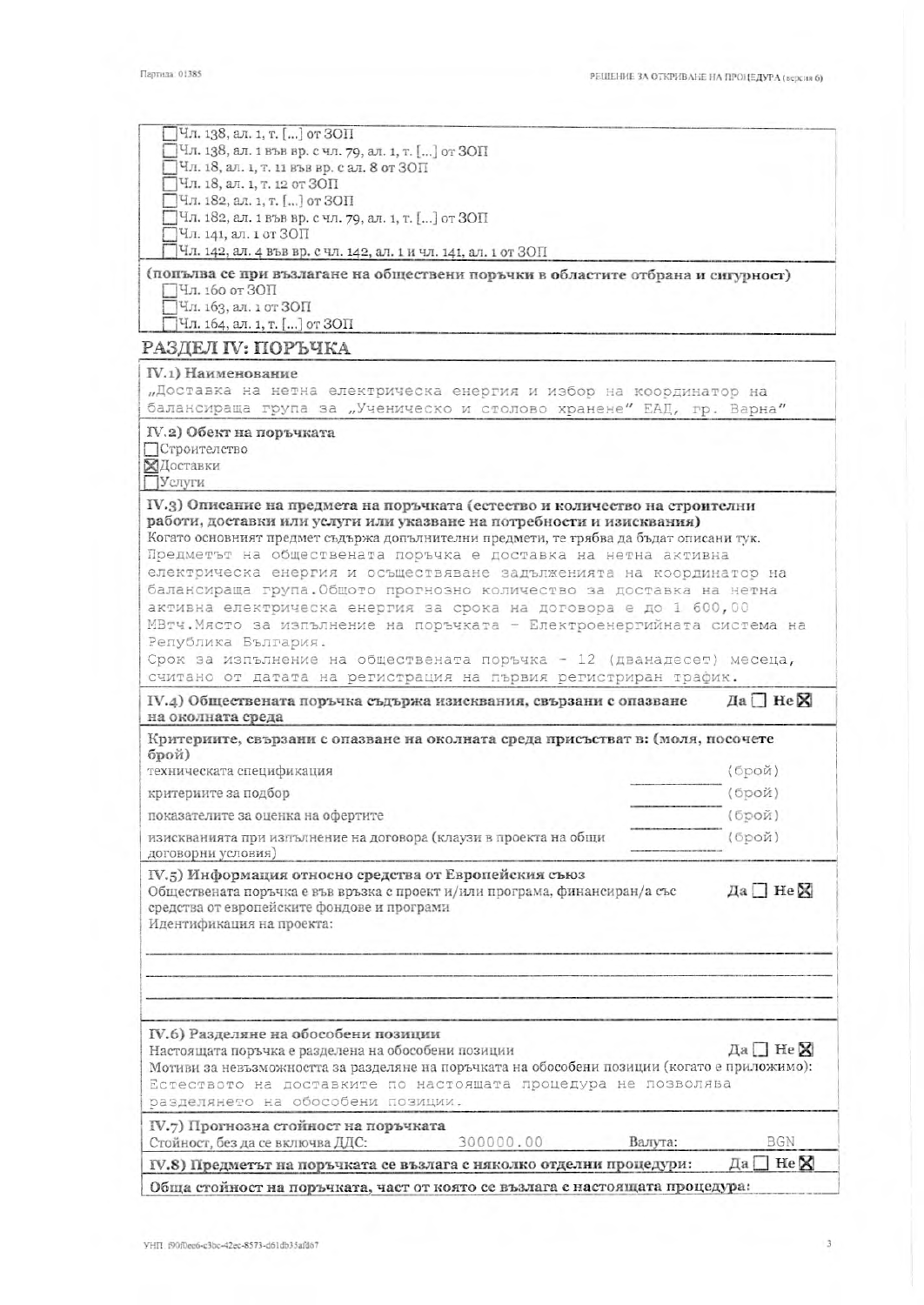☐ Чл. 138, ал. 1, т. [...] от ЗОП
☐ Чл. 138, ал. 1 във вр. с чл. 79, ал. 1, т. [...] от ЗОП
☐ Чл. 18, ал. 1, т. 11 във вр. с ал. 8 от ЗОП
☐ Чл. 18, ал. 1, т. 12 от ЗОП
☐ Чл. 182, ал. 1, т. [...] от ЗОП
☐ Чл. 182, ал. 1 във вр. с чл. 79, ал. 1, т. [...] от ЗОП
☐ Чл. 141, ал. 1 от ЗОП
☐ Чл. 142, ал. 4 във вр. с чл. 142, ал. 1 и чл. 141, ал. 1 от ЗОП

**(попълва се при възлагане на обществени поръчки в областите отбрана и сигурност)**
☐ Чл. 160 от ЗОП
☐ Чл. 163, ал. 1 от ЗОП
☐ Чл. 164, ал. 1, т. [...] от ЗОП

## РАЗДЕЛ IV: ПОРЪЧКА

**IV.1) Наименование**
„Доставка на нетна електрическа енергия и избор на координатор на балансираща група за „Ученическо и столово хранене" ЕАД, гр. Варна"

**IV.2) Обект на поръчката**
☐ Строителство
☒ Доставки
☐ Услуги

**IV.3) Описание на предмета на поръчката (естество и количество на строителни работи, доставки или услуги или указване на потребности и изисквания)**
Когато основният предмет съдържа допълнителни предмети, те трябва да бъдат описани тук.
Предметът на обществената поръчка е доставка на нетна активна електрическа енергия и осъществяване задълженията на координатор на балансираща група.Общото прогнозно количество за доставка на нетна активна електрическа енергия за срока на договора е до 1 600,00 МВтч.Място за изпълнение на поръчката - Електроенергийната система на Република България.
Срок за изпълнение на обществената поръчка - 12 (дванадесет) месеца, считано от датата на регистрация на първия регистриран трафик.

**IV.4) Обществената поръчка съдържа изисквания, свързани с опазване на околната среда** Да ☐ Не ☒

**Критериите, свързани с опазване на околната среда присъстват в: (моля, посочете брой)**

| | |
|---|---|
| техническата спецификация | (брой) |
| критериите за подбор | (брой) |
| показателите за оценка на офертите | (брой) |
| изискванията при изпълнение на договора (клаузи в проекта на общи договорни условия) | (брой) |

**IV.5) Информация относно средства от Европейския съюз**
Обществената поръчка е във връзка с проект и/или програма, финансиран/а със средства от европейските фондове и програми Да ☐ Не ☒
Идентификация на проекта:

**IV.6) Разделяне на обособени позиции**
Настоящата поръчка е разделена на обособени позиции Да ☐ Не ☒
Мотиви за невъзможността за разделяне на поръчката на обособени позиции (когато е приложимо):
Естеството на доставките по настоящата процедура не позволява разделянето на обособени позиции.

**IV.7) Прогнозна стойност на поръчката**
Стойност, без да се включва ДДС: 300000.00 Валута: BGN

**IV.8) Предметът на поръчката се възлага с няколко отделни процедури:** Да ☐ Не ☒

**Обща стойност на поръчката, част от която се възлага с настоящата процедура:**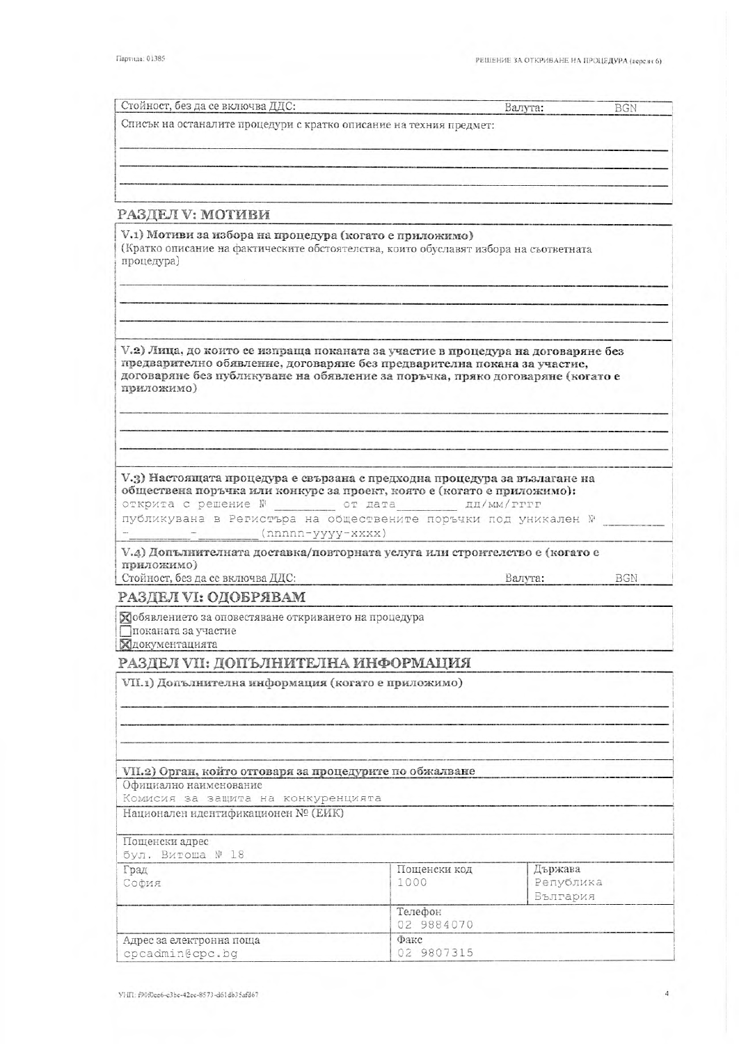| Стойност, без да се включва ДДС: | Валута: | BGN |
|---|---|---|

Списък на останалите процедури с кратко описание на техния предмет:

## РАЗДЕЛ V: МОТИВИ

**V.1) Мотиви за избора на процедура (когато е приложимо)**
(Кратко описание на фактическите обстоятелства, които обуславят избора на съответната процедура)

**V.2) Лица, до които се изпраща поканата за участие в процедура на договаряне без предварително обявление, договаряне без предварителна покана за участие, договаряне без публикуване на обявление за поръчка, пряко договаряне (когато е приложимо)**

**V.3) Настоящата процедура е свързана с предходна процедура за възлагане на обществена поръчка или конкурс за проект, която е (когато е приложимо):**
открита с решение № _________ от дата_________ дд/мм/гггг
публикувана в Регистъра на обществените поръчки под уникален № _________ - _________ - _________ (nnnnn-yyyy-xxxx)

**V.4) Допълнителната доставка/повторната услуга или строителство е (когато е приложимо)**

| Стойност, без да се включва ДДС: | Валута: | BGN |
|---|---|---|

## РАЗДЕЛ VI: ОДОБРЯВАМ

☒ обявлението за оповестяване откриването на процедура
☐ поканата за участие
☒ документацията

## РАЗДЕЛ VII: ДОПЪЛНИТЕЛНА ИНФОРМАЦИЯ

**VII.1) Допълнителна информация (когато е приложимо)**

**VII.2) Орган, който отговаря за процедурите по обжалване**

| Официално наименование<br>Комисия за защита на конкуренцията | | |
|---|---|---|
| Национален идентификационен № (ЕИК) | | |
| Пощенски адрес<br>бул. Витоша № 18 | | |
| Град<br>София | Пощенски код<br>1000 | Държава<br>Република България |
| | Телефон<br>02 9884070 | |
| Адрес за електронна поща<br>cpcadmin@cpc.bg | Факс<br>02 9807315 | |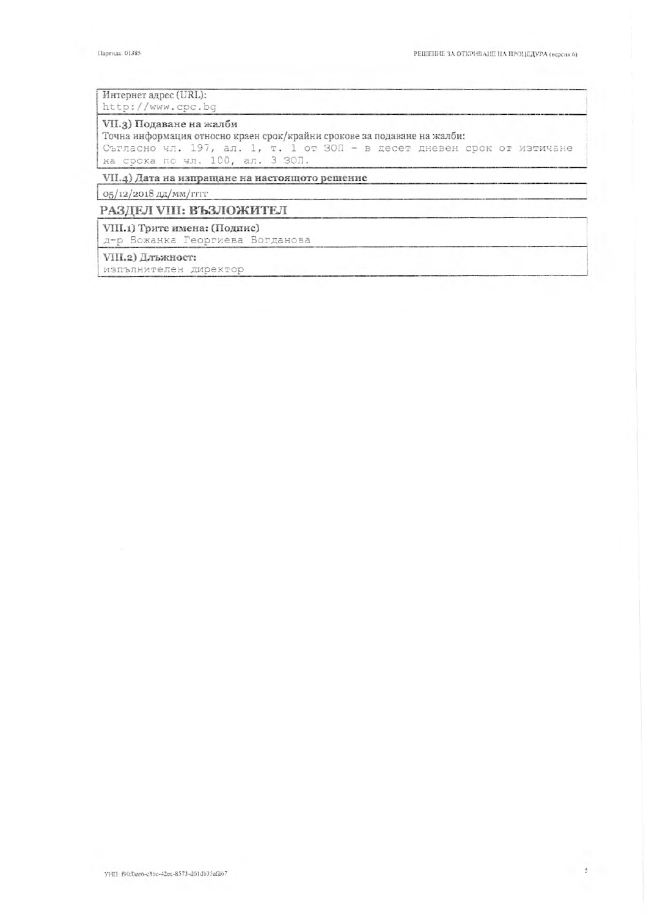Интернет адрес (URL):
http://www.cpc.bg

**VII.3) Подаване на жалби**

Точна информация относно краен срок/крайни срокове за подаване на жалби:

Съгласно чл. 197, ал. 1, т. 1 от ЗОП - в десет дневен срок от изтичане на срока по чл. 100, ал. 3 ЗОП.

**VII.4) Дата на изпращане на настоящото решение**

05/12/2018 дд/мм/гггг

## РАЗДЕЛ VIII: ВЪЗЛОЖИТЕЛ

**VIII.1) Трите имена: (Подпис)**

д-р Божанка Георгиева Богданова

**VIII.2) Длъжност:**

изпълнителен директор

УНП: f90f0ee6-c3bc-42ec-8573-d61db35af467